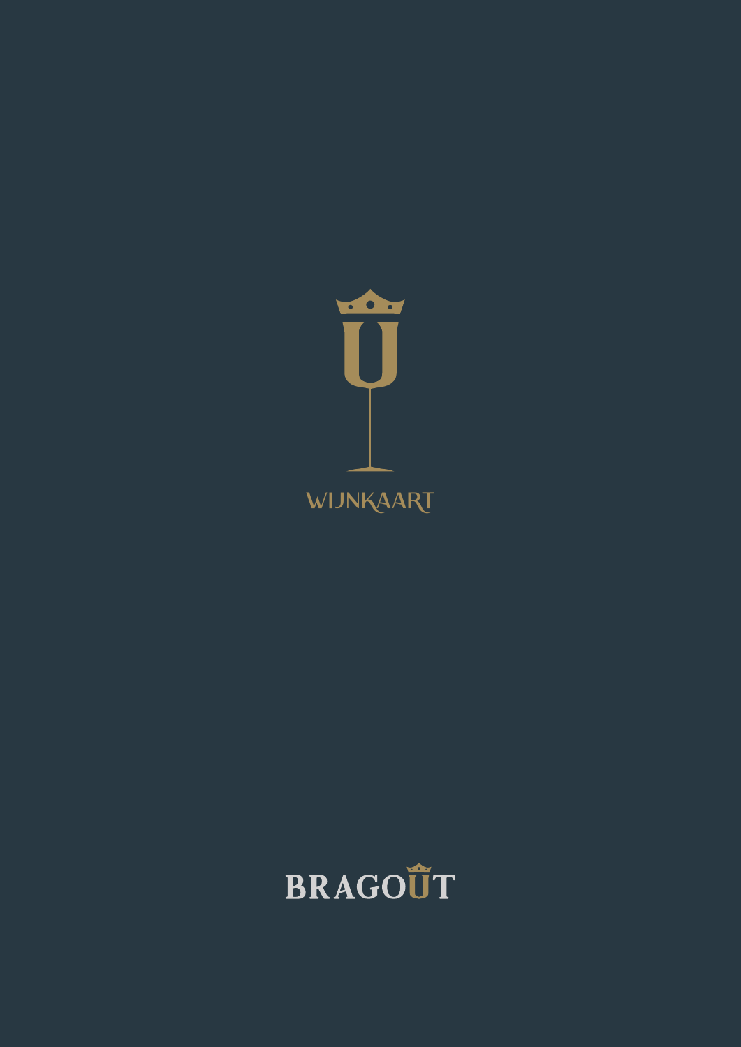# WIJNKAART

BRAGOUT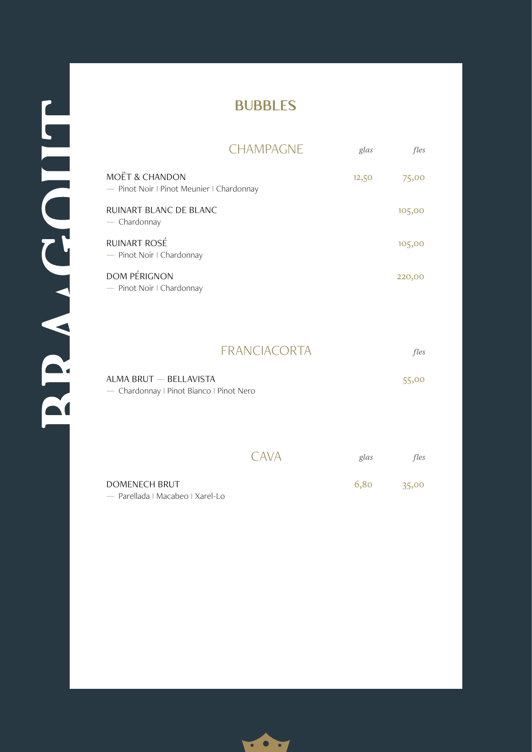# BUBBLES

## CHAMPAGNE

| | glas | fles |
|---|---|---|
| MOËT & CHANDON<br>— Pinot Noir I Pinot Meunier I Chardonnay | 12,50 | 75,00 |
| RUINART BLANC DE BLANC<br>— Chardonnay | | 105,00 |
| RUINART ROSÉ<br>— Pinot Noir I Chardonnay | | 105,00 |
| DOM PÉRIGNON<br>— Pinot Noir I Chardonnay | | 220,00 |

## FRANCIACORTA

| | fles |
|---|---|
| ALMA BRUT — BELLAVISTA<br>— Chardonnay I Pinot Bianco I Pinot Nero | 55,00 |

## CAVA

| | glas | fles |
|---|---|---|
| DOMENECH BRUT<br>— Parellada I Macabeo I Xarel-Lo | 6,80 | 35,00 |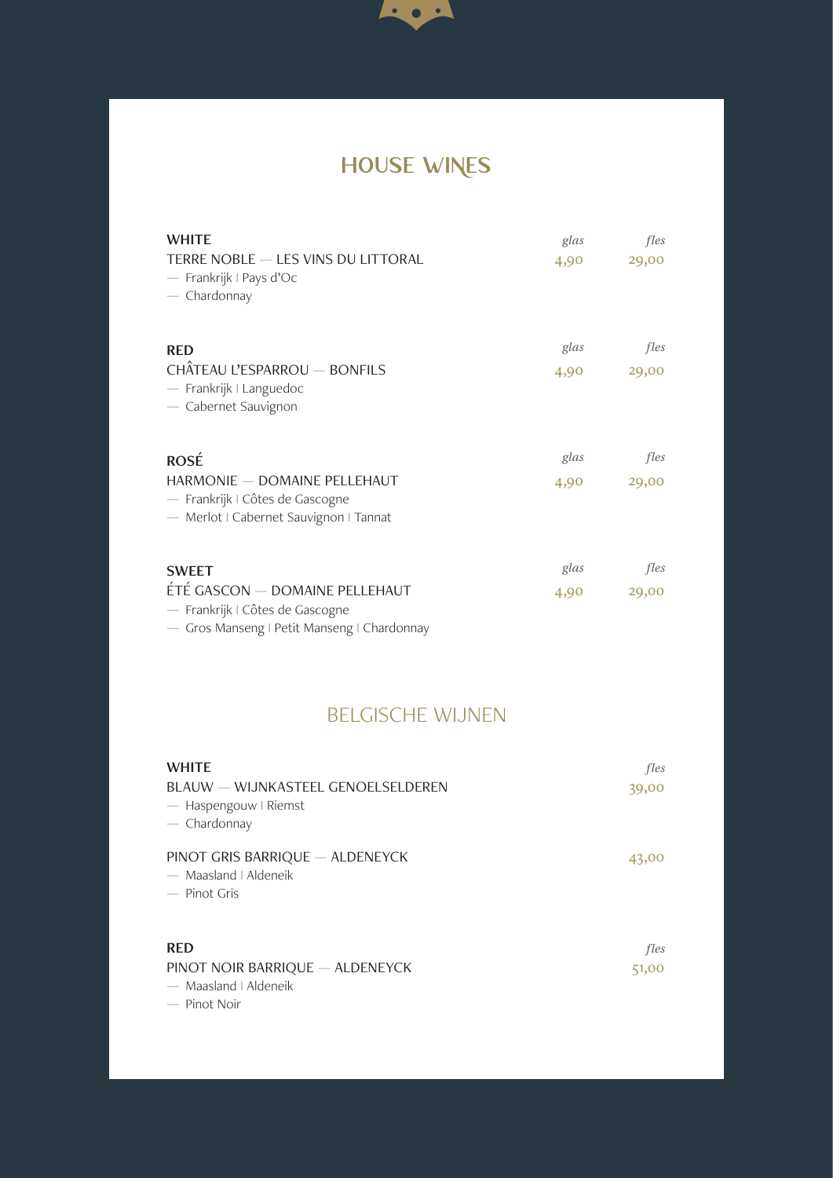# HOUSE WINES

### WHITE

| | *glas* | *fles* |
|---|---|---|
| TERRE NOBLE — LES VINS DU LITTORAL | 4,90 | 29,00 |

— Frankrijk | Pays d'Oc
— Chardonnay

### RED

| | *glas* | *fles* |
|---|---|---|
| CHÂTEAU L'ESPARROU — BONFILS | 4,90 | 29,00 |

— Frankrijk | Languedoc
— Cabernet Sauvignon

### ROSÉ

| | *glas* | *fles* |
|---|---|---|
| HARMONIE — DOMAINE PELLEHAUT | 4,90 | 29,00 |

— Frankrijk | Côtes de Gascogne
— Merlot | Cabernet Sauvignon | Tannat

### SWEET

| | *glas* | *fles* |
|---|---|---|
| ÉTÉ GASCON — DOMAINE PELLEHAUT | 4,90 | 29,00 |

— Frankrijk | Côtes de Gascogne
— Gros Manseng | Petit Manseng | Chardonnay

## BELGISCHE WIJNEN

### WHITE

| | *fles* |
|---|---|
| BLAUW — WIJNKASTEEL GENOELSELDEREN | 39,00 |

— Haspengouw | Riemst
— Chardonnay

| | |
|---|---|
| PINOT GRIS BARRIQUE — ALDENEYCK | 43,00 |

— Maasland | Aldeneik
— Pinot Gris

### RED

| | *fles* |
|---|---|
| PINOT NOIR BARRIQUE — ALDENEYCK | 51,00 |

— Maasland | Aldeneik
— Pinot Noir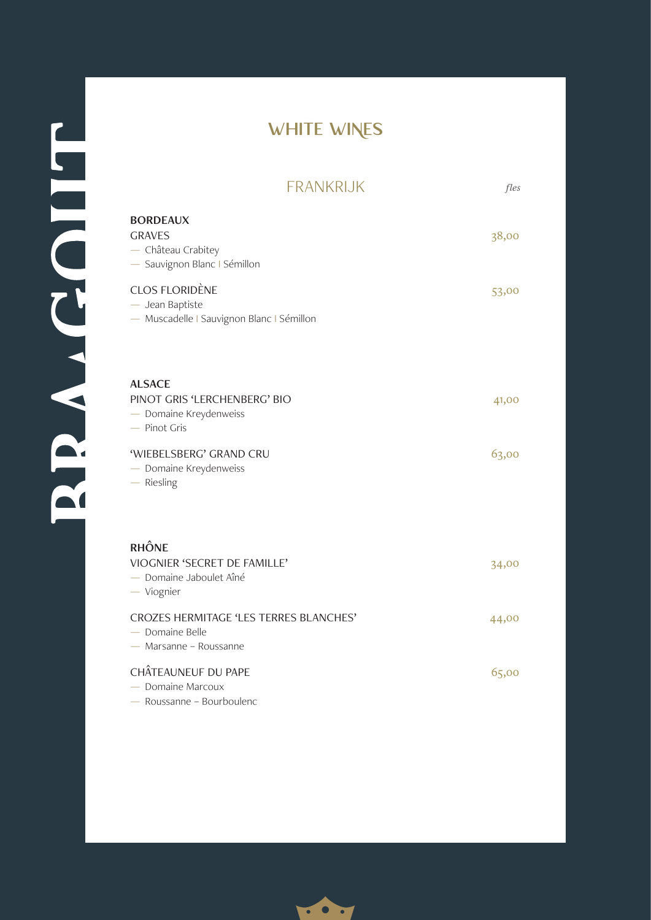# WHITE WINES

## FRANKRIJK

*fles*

### BORDEAUX

GRAVES — 38,00
— Château Crabitey
— Sauvignon Blanc | Sémillon

CLOS FLORIDÈNE — 53,00
— Jean Baptiste
— Muscadelle | Sauvignon Blanc | Sémillon

### ALSACE

PINOT GRIS 'LERCHENBERG' BIO — 41,00
— Domaine Kreydenweiss
— Pinot Gris

'WIEBELSBERG' GRAND CRU — 63,00
— Domaine Kreydenweiss
— Riesling

### RHÔNE

VIOGNIER 'SECRET DE FAMILLE' — 34,00
— Domaine Jaboulet Aîné
— Viognier

CROZES HERMITAGE 'LES TERRES BLANCHES' — 44,00
— Domaine Belle
— Marsanne – Roussanne

CHÂTEAUNEUF DU PAPE — 65,00
— Domaine Marcoux
— Roussanne – Bourboulenc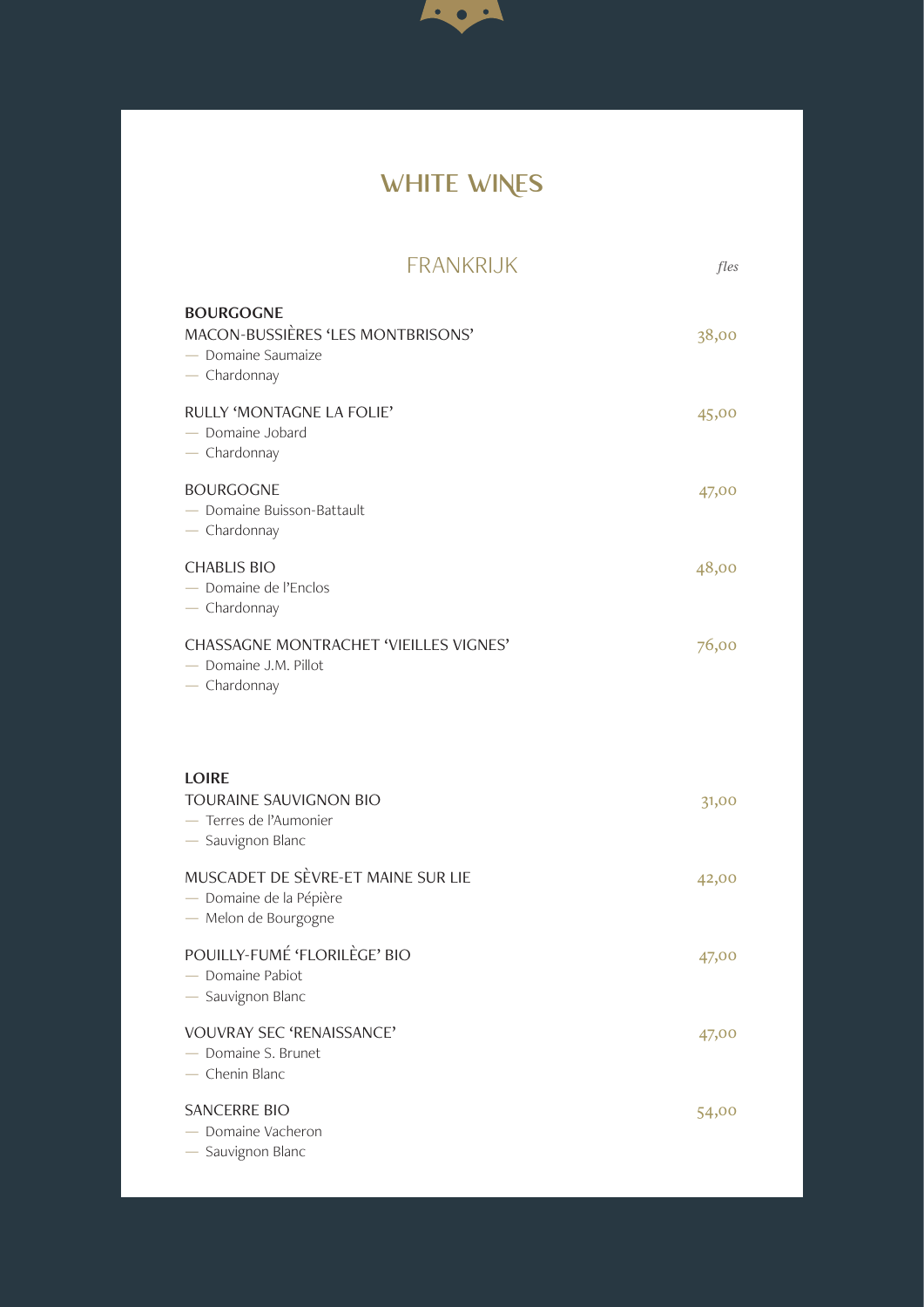# WHITE WINES

## FRANKRIJK

*fles*

### BOURGOGNE

MACON-BUSSIÈRES 'LES MONTBRISONS' — 38,00
— Domaine Saumaize
— Chardonnay

RULLY 'MONTAGNE LA FOLIE' — 45,00
— Domaine Jobard
— Chardonnay

BOURGOGNE — 47,00
— Domaine Buisson-Battault
— Chardonnay

CHABLIS BIO — 48,00
— Domaine de l'Enclos
— Chardonnay

CHASSAGNE MONTRACHET 'VIEILLES VIGNES' — 76,00
— Domaine J.M. Pillot
— Chardonnay

### LOIRE

TOURAINE SAUVIGNON BIO — 31,00
— Terres de l'Aumonier
— Sauvignon Blanc

MUSCADET DE SÈVRE-ET MAINE SUR LIE — 42,00
— Domaine de la Pépière
— Melon de Bourgogne

POUILLY-FUMÉ 'FLORILÈGE' BIO — 47,00
— Domaine Pabiot
— Sauvignon Blanc

VOUVRAY SEC 'RENAISSANCE' — 47,00
— Domaine S. Brunet
— Chenin Blanc

SANCERRE BIO — 54,00
— Domaine Vacheron
— Sauvignon Blanc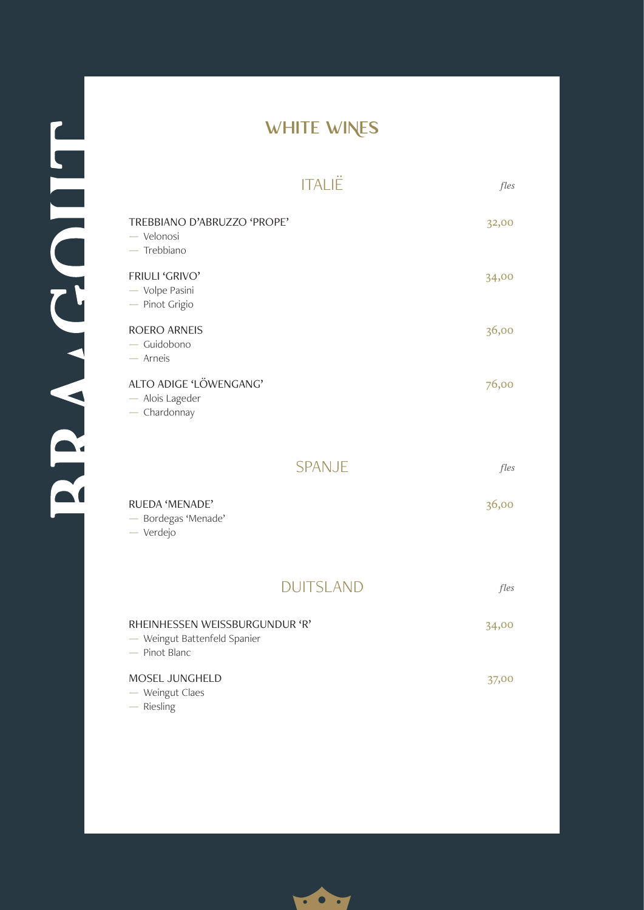# WHITE WINES

## ITALIË

*fles*

TREBBIANO D'ABRUZZO 'PROPE' — 32,00
— Velonosi
— Trebbiano

FRIULI 'GRIVO' — 34,00
— Volpe Pasini
— Pinot Grigio

ROERO ARNEIS — 36,00
— Guidobono
— Arneis

ALTO ADIGE 'LÖWENGANG' — 76,00
— Alois Lageder
— Chardonnay

## SPANJE

*fles*

RUEDA 'MENADE' — 36,00
— Bordegas 'Menade'
— Verdejo

## DUITSLAND

*fles*

RHEINHESSEN WEISSBURGUNDUR 'R' — 34,00
— Weingut Battenfeld Spanier
— Pinot Blanc

MOSEL JUNGHELD — 37,00
— Weingut Claes
— Riesling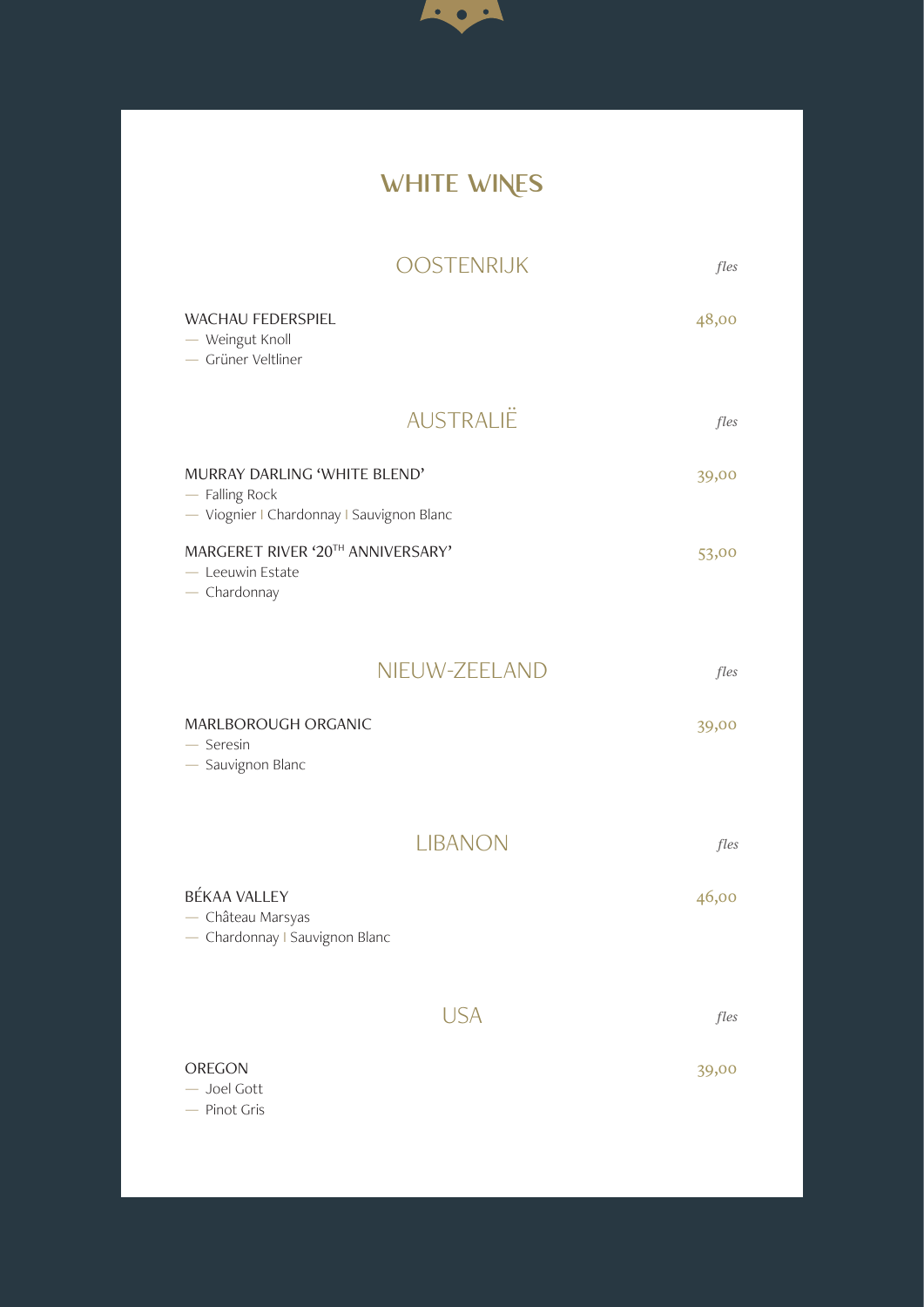# WHITE WINES

## OOSTENRIJK

*fles*

WACHAU FEDERSPIEL — 48,00
— Weingut Knoll
— Grüner Veltliner

## AUSTRALIË

*fles*

MURRAY DARLING 'WHITE BLEND' — 39,00
— Falling Rock
— Viognier | Chardonnay | Sauvignon Blanc

MARGERET RIVER '20TH ANNIVERSARY' — 53,00
— Leeuwin Estate
— Chardonnay

## NIEUW-ZEELAND

*fles*

MARLBOROUGH ORGANIC — 39,00
— Seresin
— Sauvignon Blanc

## LIBANON

*fles*

BÉKAA VALLEY — 46,00
— Château Marsyas
— Chardonnay | Sauvignon Blanc

## USA

*fles*

OREGON — 39,00
— Joel Gott
— Pinot Gris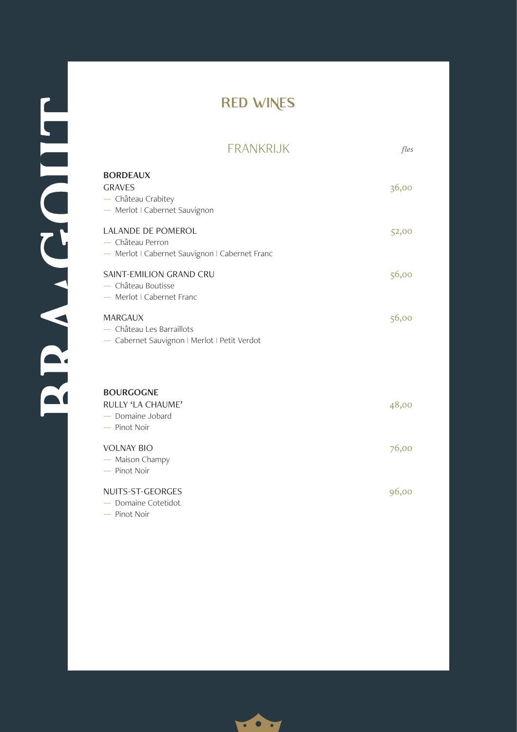# RED WINES

## FRANKRIJK

*fles*

### BORDEAUX

GRAVES — 36,00
— Château Crabitey
— Merlot | Cabernet Sauvignon

LALANDE DE POMEROL — 52,00
— Château Perron
— Merlot | Cabernet Sauvignon | Cabernet Franc

SAINT-EMILION GRAND CRU — 56,00
— Château Boutisse
— Merlot | Cabernet Franc

MARGAUX — 56,00
— Château Les Barraillots
— Cabernet Sauvignon | Merlot | Petit Verdot

### BOURGOGNE

RULLY 'LA CHAUME' — 48,00
— Domaine Jobard
— Pinot Noir

VOLNAY BIO — 76,00
— Maison Champy
— Pinot Noir

NUITS-ST-GEORGES — 96,00
— Domaine Cotetidot
— Pinot Noir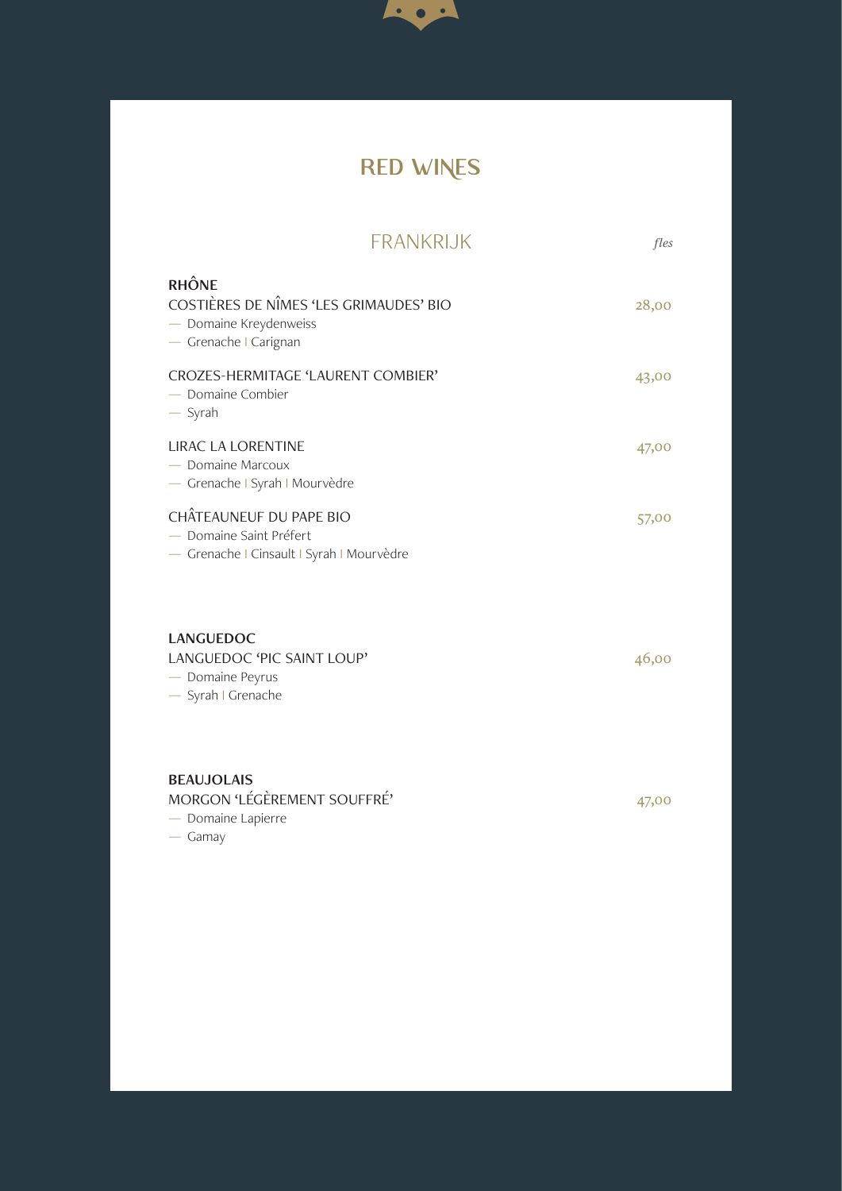# RED WINES

## FRANKRIJK

*fles*

### RHÔNE

COSTIÈRES DE NÎMES 'LES GRIMAUDES' BIO — 28,00
— Domaine Kreydenweiss
— Grenache | Carignan

CROZES-HERMITAGE 'LAURENT COMBIER' — 43,00
— Domaine Combier
— Syrah

LIRAC LA LORENTINE — 47,00
— Domaine Marcoux
— Grenache | Syrah | Mourvèdre

CHÂTEAUNEUF DU PAPE BIO — 57,00
— Domaine Saint Préfert
— Grenache | Cinsault | Syrah | Mourvèdre

### LANGUEDOC

LANGUEDOC 'PIC SAINT LOUP' — 46,00
— Domaine Peyrus
— Syrah | Grenache

### BEAUJOLAIS

MORGON 'LÉGÈREMENT SOUFFRÉ' — 47,00
— Domaine Lapierre
— Gamay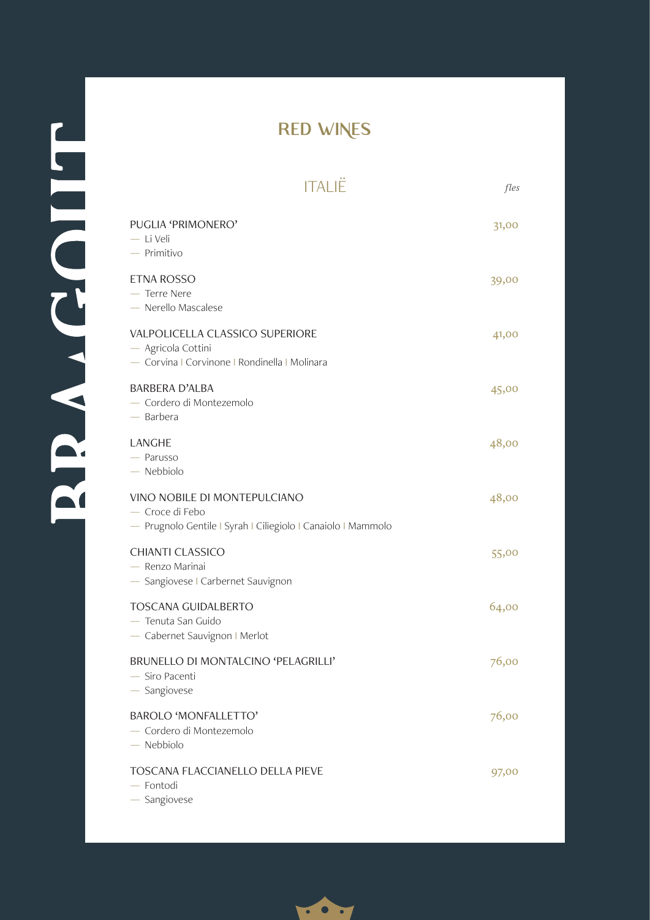# RED WINES

## ITALIË

| | *fles* |
|---|---|
| PUGLIA 'PRIMONERO'<br>— Li Veli<br>— Primitivo | 31,00 |
| ETNA ROSSO<br>— Terre Nere<br>— Nerello Mascalese | 39,00 |
| VALPOLICELLA CLASSICO SUPERIORE<br>— Agricola Cottini<br>— Corvina I Corvinone I Rondinella I Molinara | 41,00 |
| BARBERA D'ALBA<br>— Cordero di Montezemolo<br>— Barbera | 45,00 |
| LANGHE<br>— Parusso<br>— Nebbiolo | 48,00 |
| VINO NOBILE DI MONTEPULCIANO<br>— Croce di Febo<br>— Prugnolo Gentile I Syrah I Ciliegiolo I Canaiolo I Mammolo | 48,00 |
| CHIANTI CLASSICO<br>— Renzo Marinai<br>— Sangiovese I Carbernet Sauvignon | 55,00 |
| TOSCANA GUIDALBERTO<br>— Tenuta San Guido<br>— Cabernet Sauvignon I Merlot | 64,00 |
| BRUNELLO DI MONTALCINO 'PELAGRILLI'<br>— Siro Pacenti<br>— Sangiovese | 76,00 |
| BAROLO 'MONFALLETTO'<br>— Cordero di Montezemolo<br>— Nebbiolo | 76,00 |
| TOSCANA FLACCIANELLO DELLA PIEVE<br>— Fontodi<br>— Sangiovese | 97,00 |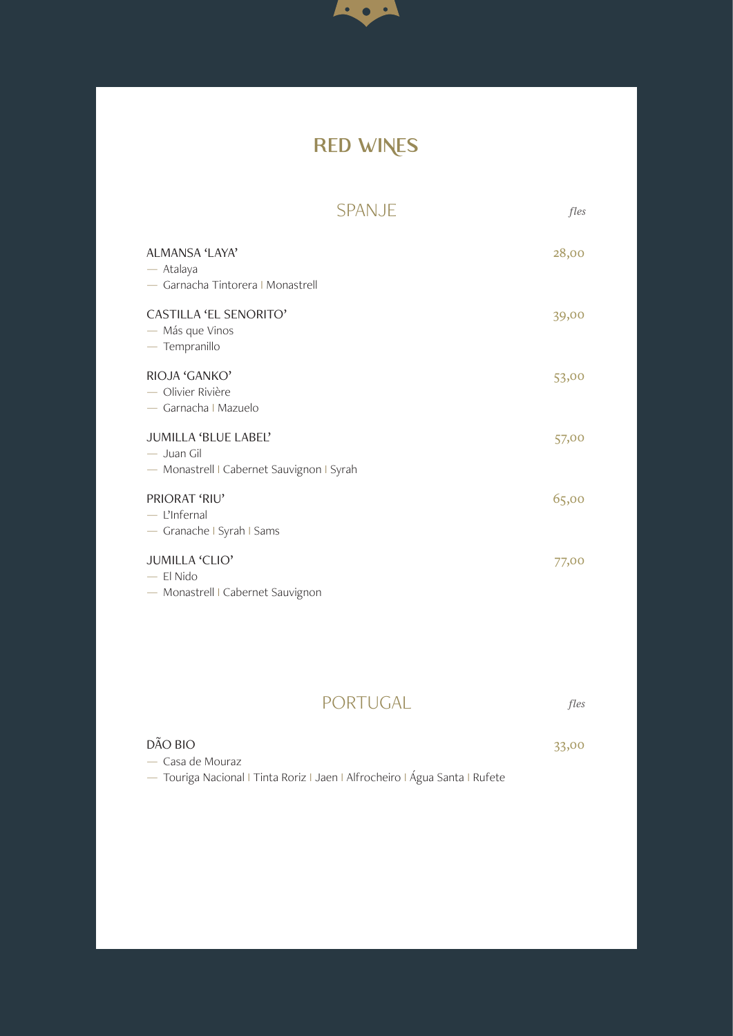# RED WINES

## SPANJE

*fles*

ALMANSA 'LAYA' — 28,00
— Atalaya
— Garnacha Tintorera | Monastrell

CASTILLA 'EL SENORITO' — 39,00
— Más que Vinos
— Tempranillo

RIOJA 'GANKO' — 53,00
— Olivier Rivière
— Garnacha | Mazuelo

JUMILLA 'BLUE LABEL' — 57,00
— Juan Gil
— Monastrell | Cabernet Sauvignon | Syrah

PRIORAT 'RIU' — 65,00
— L'Infernal
— Granache | Syrah | Sams

JUMILLA 'CLIO' — 77,00
— El Nido
— Monastrell | Cabernet Sauvignon

## PORTUGAL

*fles*

DÃO BIO — 33,00
— Casa de Mouraz
— Touriga Nacional | Tinta Roriz | Jaen | Alfrocheiro | Água Santa | Rufete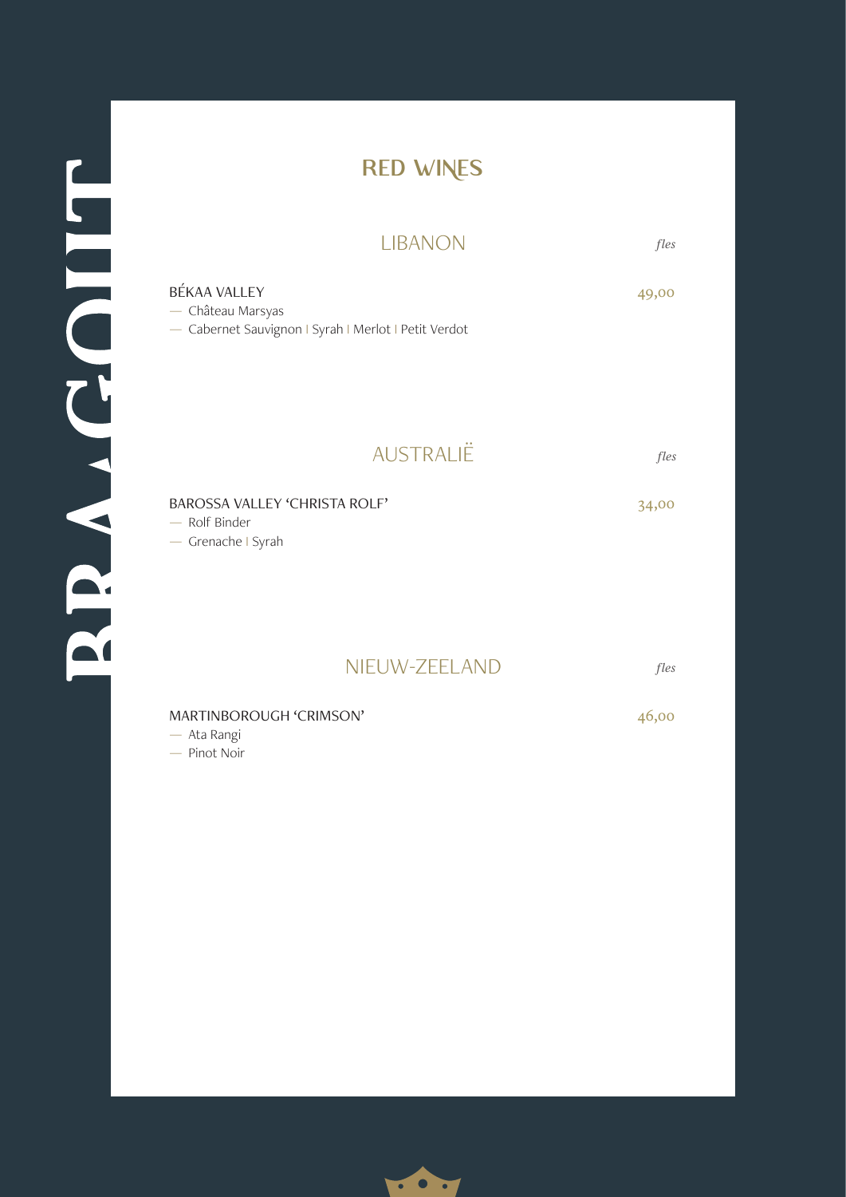# RED WINES

## LIBANON

*fles*

BÉKAA VALLEY — 49,00
- Château Marsyas
- Cabernet Sauvignon | Syrah | Merlot | Petit Verdot

## AUSTRALIË

*fles*

BAROSSA VALLEY 'CHRISTA ROLF' — 34,00
- Rolf Binder
- Grenache | Syrah

## NIEUW-ZEELAND

*fles*

MARTINBOROUGH 'CRIMSON' — 46,00
- Ata Rangi
- Pinot Noir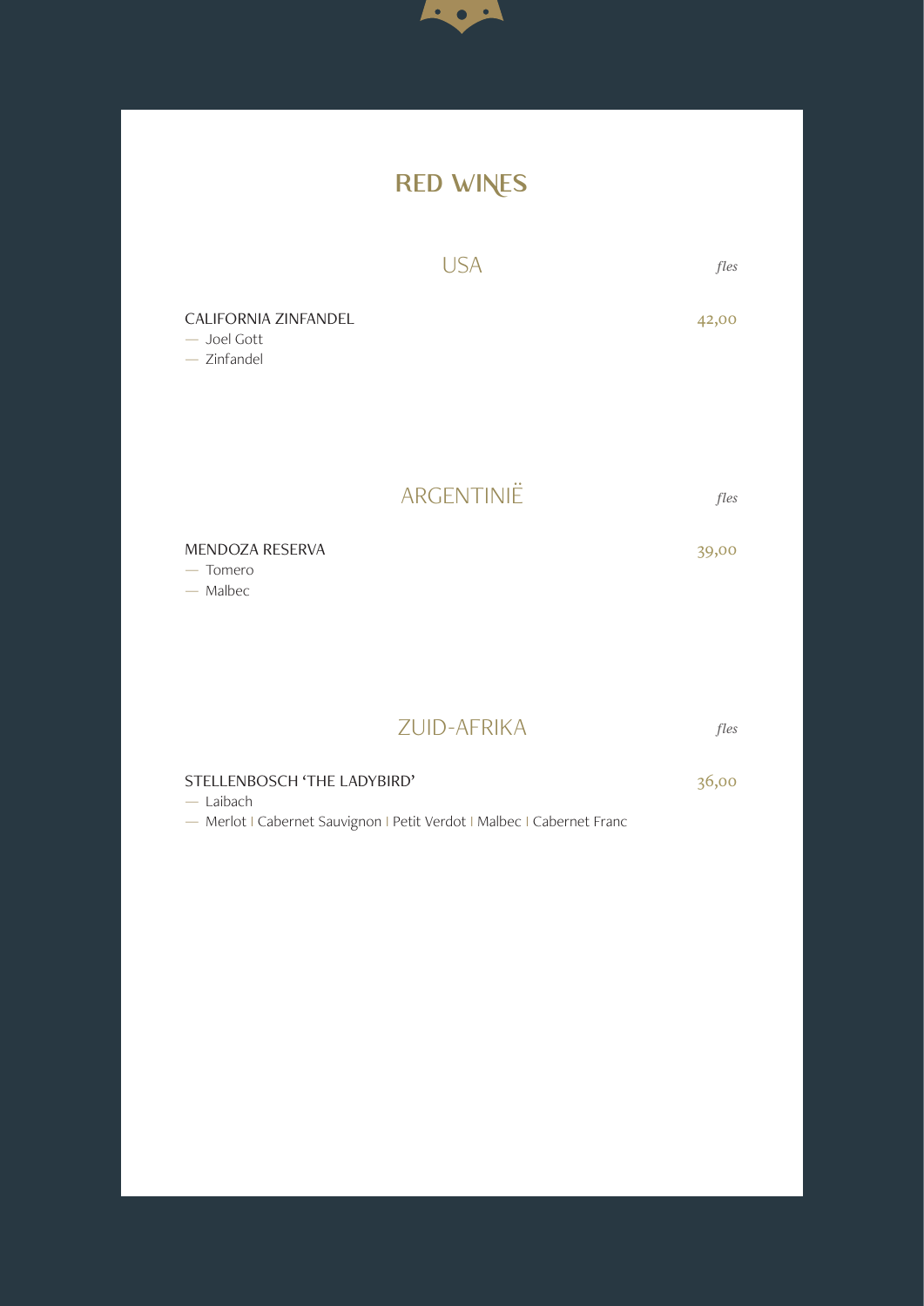# RED WINES

## USA

*fles*

**CALIFORNIA ZINFANDEL** — 42,00
— Joel Gott
— Zinfandel

## ARGENTINIË

*fles*

**MENDOZA RESERVA** — 39,00
— Tomero
— Malbec

## ZUID-AFRIKA

*fles*

**STELLENBOSCH 'THE LADYBIRD'** — 36,00
— Laibach
— Merlot | Cabernet Sauvignon | Petit Verdot | Malbec | Cabernet Franc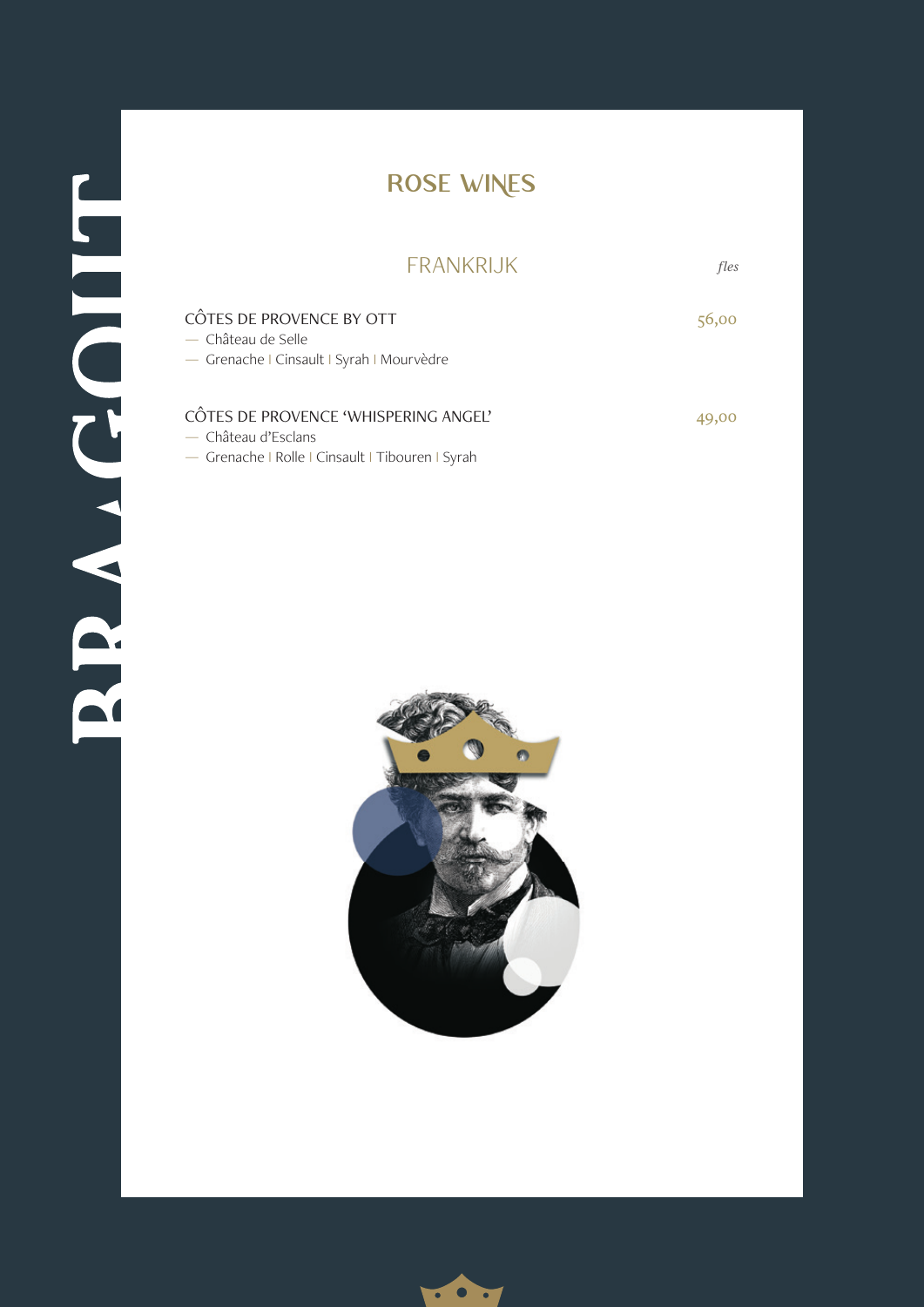# ROSE WINES

## FRANKRIJK

*fles*

CÔTES DE PROVENCE BY OTT — 56,00
— Château de Selle
— Grenache | Cinsault | Syrah | Mourvèdre

CÔTES DE PROVENCE 'WHISPERING ANGEL' — 49,00
— Château d'Esclans
— Grenache | Rolle | Cinsault | Tibouren | Syrah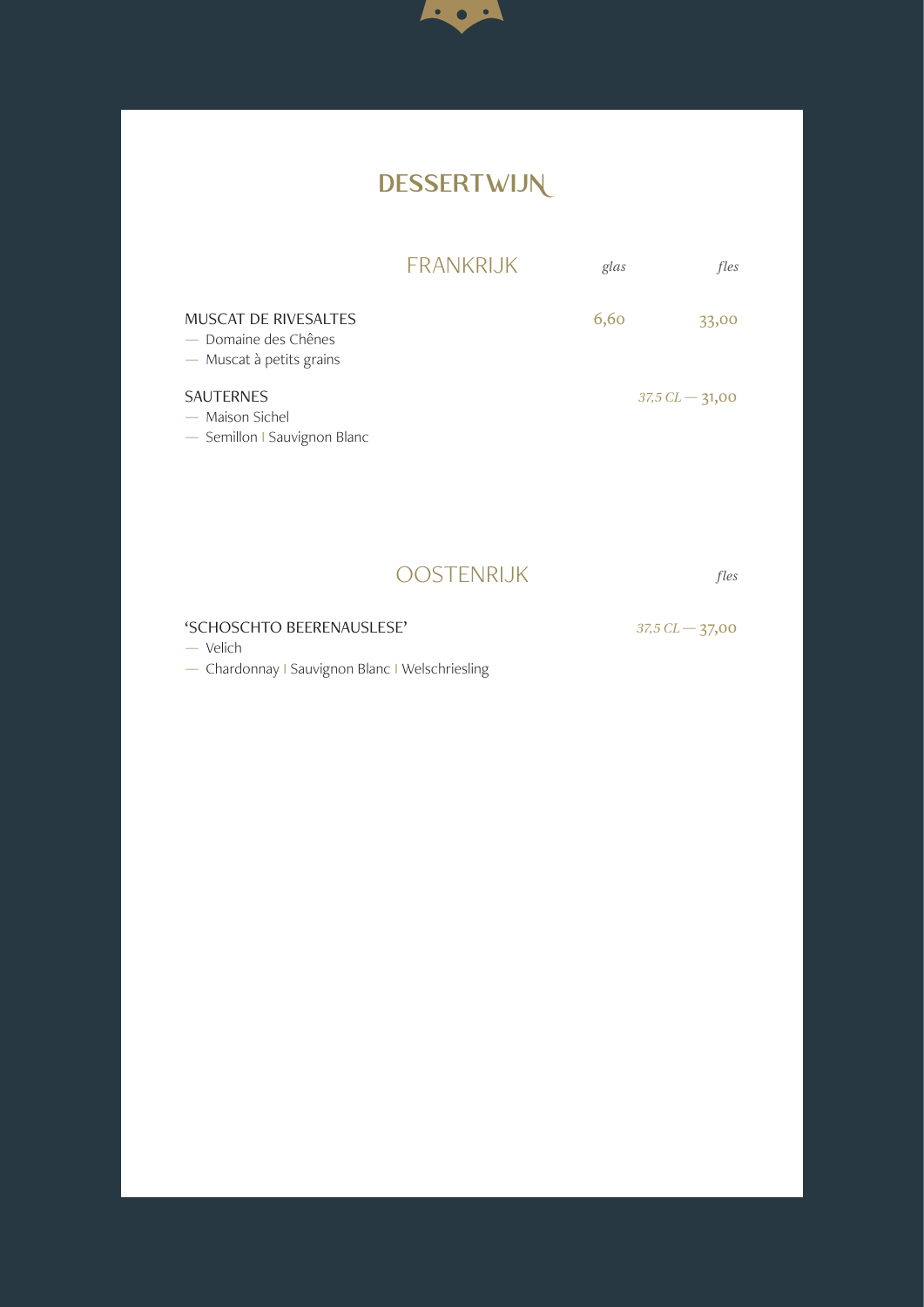# DESSERTWIJN

## FRANKRIJK

| | *glas* | *fles* |
|---|---|---|
| MUSCAT DE RIVESALTES<br>— Domaine des Chênes<br>— Muscat à petits grains | 6,60 | 33,00 |
| SAUTERNES<br>— Maison Sichel<br>— Semillon I Sauvignon Blanc | | *37,5 CL* — 31,00 |

## OOSTENRIJK

| | *fles* |
|---|---|
| 'SCHOSCHTO BEERENAUSLESE'<br>— Velich<br>— Chardonnay I Sauvignon Blanc I Welschriesling | *37,5 CL* — 37,00 |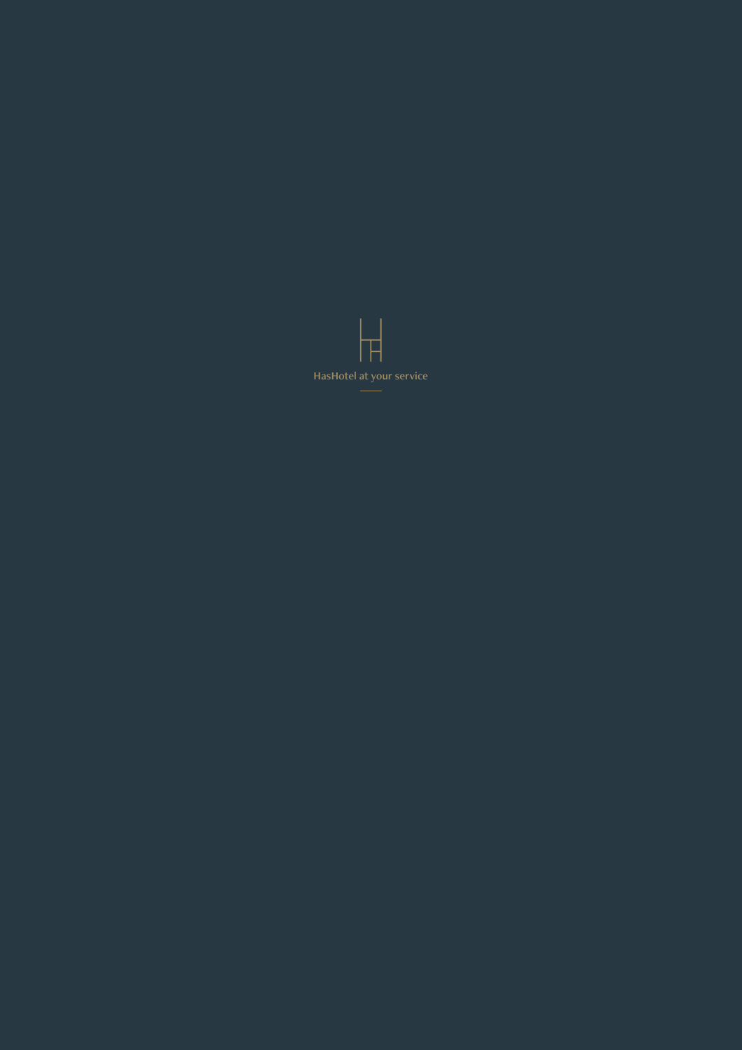HasHotel at your service